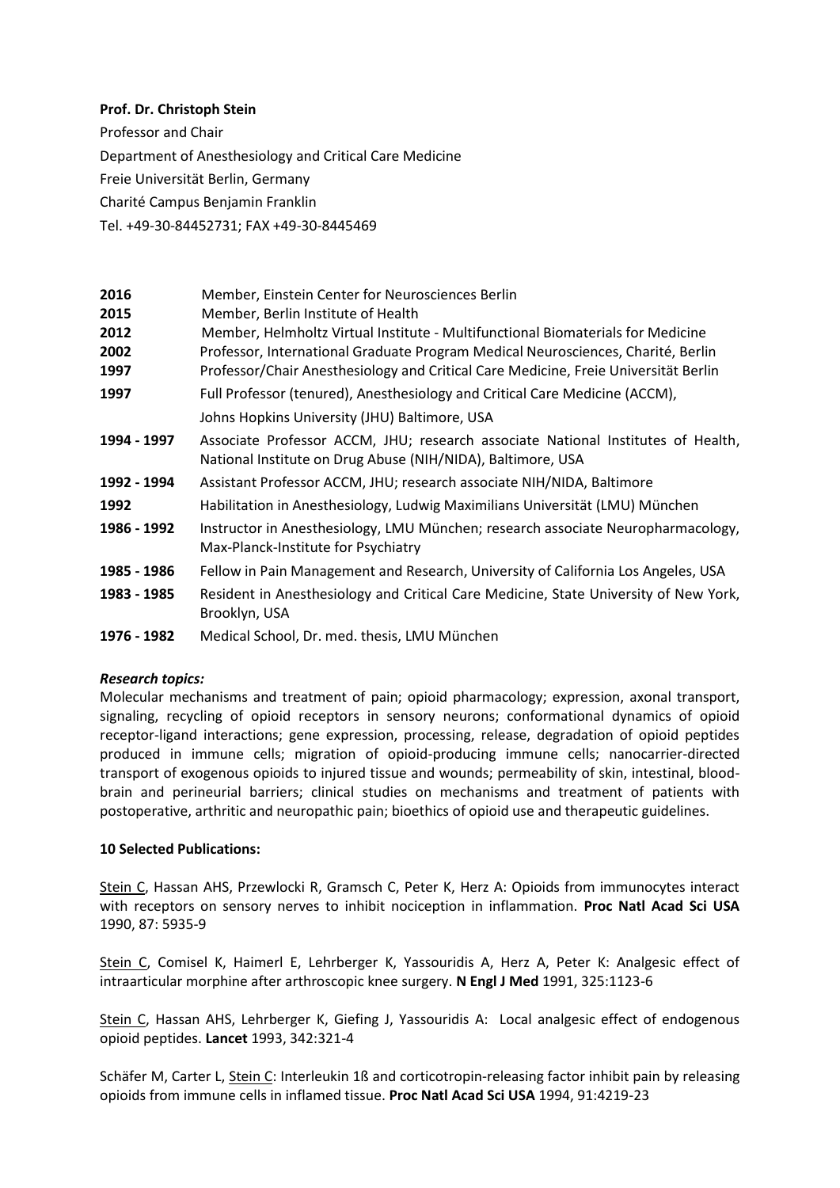**Prof. Dr. Christoph Stein**

Professor and Chair

Department of Anesthesiology and Critical Care Medicine

Freie Universität Berlin, Germany

Charité Campus Benjamin Franklin

Tel. +49-30-84452731; FAX +49-30-8445469

| | |
|---|---|
| **2016** | Member, Einstein Center for Neurosciences Berlin |
| **2015** | Member, Berlin Institute of Health |
| **2012** | Member, Helmholtz Virtual Institute - Multifunctional Biomaterials for Medicine |
| **2002** | Professor, International Graduate Program Medical Neurosciences, Charité, Berlin |
| **1997** | Professor/Chair Anesthesiology and Critical Care Medicine, Freie Universität Berlin |
| **1997** | Full Professor (tenured), Anesthesiology and Critical Care Medicine (ACCM), Johns Hopkins University (JHU) Baltimore, USA |
| **1994 - 1997** | Associate Professor ACCM, JHU; research associate National Institutes of Health, National Institute on Drug Abuse (NIH/NIDA), Baltimore, USA |
| **1992 - 1994** | Assistant Professor ACCM, JHU; research associate NIH/NIDA, Baltimore |
| **1992** | Habilitation in Anesthesiology, Ludwig Maximilians Universität (LMU) München |
| **1986 - 1992** | Instructor in Anesthesiology, LMU München; research associate Neuropharmacology, Max-Planck-Institute for Psychiatry |
| **1985 - 1986** | Fellow in Pain Management and Research, University of California Los Angeles, USA |
| **1983 - 1985** | Resident in Anesthesiology and Critical Care Medicine, State University of New York, Brooklyn, USA |
| **1976 - 1982** | Medical School, Dr. med. thesis, LMU München |

***Research topics:***

Molecular mechanisms and treatment of pain; opioid pharmacology; expression, axonal transport, signaling, recycling of opioid receptors in sensory neurons; conformational dynamics of opioid receptor-ligand interactions; gene expression, processing, release, degradation of opioid peptides produced in immune cells; migration of opioid-producing immune cells; nanocarrier-directed transport of exogenous opioids to injured tissue and wounds; permeability of skin, intestinal, blood-brain and perineurial barriers; clinical studies on mechanisms and treatment of patients with postoperative, arthritic and neuropathic pain; bioethics of opioid use and therapeutic guidelines.

**10 Selected Publications:**

Stein C, Hassan AHS, Przewlocki R, Gramsch C, Peter K, Herz A: Opioids from immunocytes interact with receptors on sensory nerves to inhibit nociception in inflammation. **Proc Natl Acad Sci USA** 1990, 87: 5935-9

Stein C, Comisel K, Haimerl E, Lehrberger K, Yassouridis A, Herz A, Peter K: Analgesic effect of intraarticular morphine after arthroscopic knee surgery. **N Engl J Med** 1991, 325:1123-6

Stein C, Hassan AHS, Lehrberger K, Giefing J, Yassouridis A: Local analgesic effect of endogenous opioid peptides. **Lancet** 1993, 342:321-4

Schäfer M, Carter L, Stein C: Interleukin 1ß and corticotropin-releasing factor inhibit pain by releasing opioids from immune cells in inflamed tissue. **Proc Natl Acad Sci USA** 1994, 91:4219-23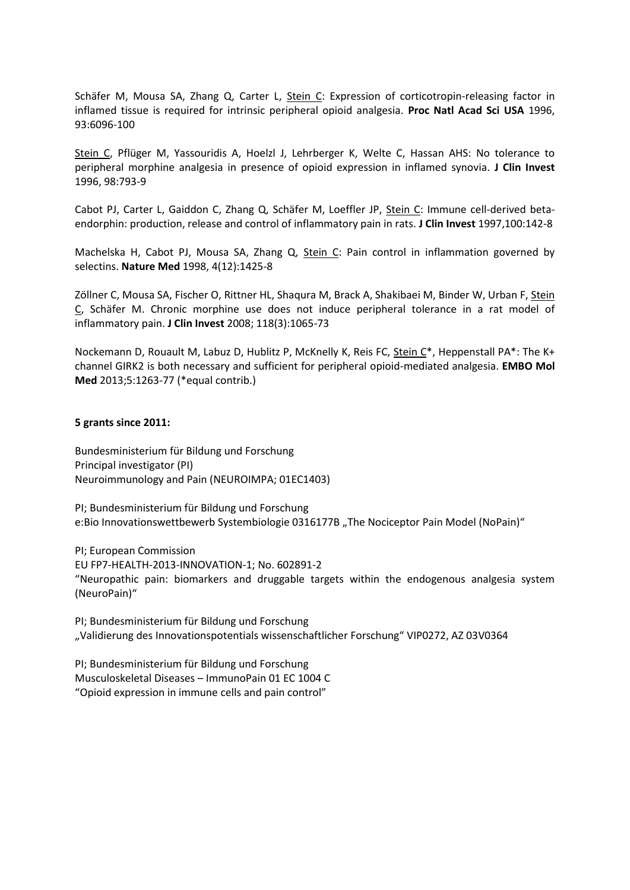Schäfer M, Mousa SA, Zhang Q, Carter L, Stein C: Expression of corticotropin-releasing factor in inflamed tissue is required for intrinsic peripheral opioid analgesia. **Proc Natl Acad Sci USA** 1996, 93:6096-100

Stein C, Pflüger M, Yassouridis A, Hoelzl J, Lehrberger K, Welte C, Hassan AHS: No tolerance to peripheral morphine analgesia in presence of opioid expression in inflamed synovia. **J Clin Invest** 1996, 98:793-9

Cabot PJ, Carter L, Gaiddon C, Zhang Q, Schäfer M, Loeffler JP, Stein C: Immune cell-derived beta-endorphin: production, release and control of inflammatory pain in rats. **J Clin Invest** 1997,100:142-8

Machelska H, Cabot PJ, Mousa SA, Zhang Q, Stein C: Pain control in inflammation governed by selectins. **Nature Med** 1998, 4(12):1425-8

Zöllner C, Mousa SA, Fischer O, Rittner HL, Shaqura M, Brack A, Shakibaei M, Binder W, Urban F, Stein C, Schäfer M. Chronic morphine use does not induce peripheral tolerance in a rat model of inflammatory pain. **J Clin Invest** 2008; 118(3):1065-73

Nockemann D, Rouault M, Labuz D, Hublitz P, McKnelly K, Reis FC, Stein C*, Heppenstall PA*: The K+ channel GIRK2 is both necessary and sufficient for peripheral opioid-mediated analgesia. **EMBO Mol Med** 2013;5:1263-77 (*equal contrib.)

**5 grants since 2011:**

Bundesministerium für Bildung und Forschung
Principal investigator (PI)
Neuroimmunology and Pain (NEUROIMPA; 01EC1403)

PI; Bundesministerium für Bildung und Forschung
e:Bio Innovationswettbewerb Systembiologie 0316177B „The Nociceptor Pain Model (NoPain)"

PI; European Commission
EU FP7-HEALTH-2013-INNOVATION-1; No. 602891-2
"Neuropathic pain: biomarkers and druggable targets within the endogenous analgesia system (NeuroPain)"

PI; Bundesministerium für Bildung und Forschung
„Validierung des Innovationspotentials wissenschaftlicher Forschung" VIP0272, AZ 03V0364

PI; Bundesministerium für Bildung und Forschung
Musculoskeletal Diseases – ImmunoPain 01 EC 1004 C
"Opioid expression in immune cells and pain control"